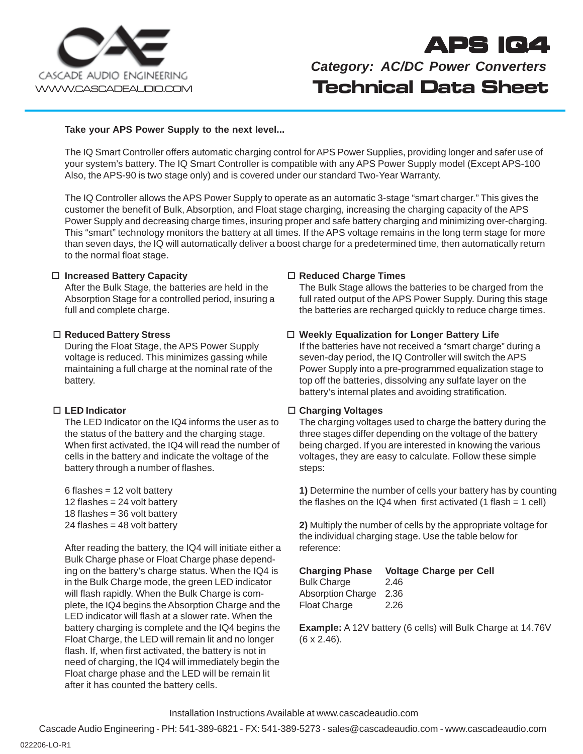CASCADE AUDIO ENGINEERING
WWW.CASCADEAUDIO.COM

# APS IQ4

*Category: AC/DC Power Converters*

## Technical Data Sheet

**Take your APS Power Supply to the next level...**

The IQ Smart Controller offers automatic charging control for APS Power Supplies, providing longer and safer use of your system's battery. The IQ Smart Controller is compatible with any APS Power Supply model (Except APS-100 Also, the APS-90 is two stage only) and is covered under our standard Two-Year Warranty.

The IQ Controller allows the APS Power Supply to operate as an automatic 3-stage "smart charger." This gives the customer the benefit of Bulk, Absorption, and Float stage charging, increasing the charging capacity of the APS Power Supply and decreasing charge times, insuring proper and safe battery charging and minimizing over-charging. This "smart" technology monitors the battery at all times. If the APS voltage remains in the long term stage for more than seven days, the IQ will automatically deliver a boost charge for a predetermined time, then automatically return to the normal float stage.

- **Increased Battery Capacity**
  After the Bulk Stage, the batteries are held in the Absorption Stage for a controlled period, insuring a full and complete charge.

- **Reduced Battery Stress**
  During the Float Stage, the APS Power Supply voltage is reduced. This minimizes gassing while maintaining a full charge at the nominal rate of the battery.

- **LED Indicator**
  The LED Indicator on the IQ4 informs the user as to the status of the battery and the charging stage. When first activated, the IQ4 will read the number of cells in the battery and indicate the voltage of the battery through a number of flashes.

  6 flashes = 12 volt battery
  12 flashes = 24 volt battery
  18 flashes = 36 volt battery
  24 flashes = 48 volt battery

  After reading the battery, the IQ4 will initiate either a Bulk Charge phase or Float Charge phase depending on the battery's charge status. When the IQ4 is in the Bulk Charge mode, the green LED indicator will flash rapidly. When the Bulk Charge is complete, the IQ4 begins the Absorption Charge and the LED indicator will flash at a slower rate. When the battery charging is complete and the IQ4 begins the Float Charge, the LED will remain lit and no longer flash. If, when first activated, the battery is not in need of charging, the IQ4 will immediately begin the Float charge phase and the LED will be remain lit after it has counted the battery cells.

- **Reduced Charge Times**
  The Bulk Stage allows the batteries to be charged from the full rated output of the APS Power Supply. During this stage the batteries are recharged quickly to reduce charge times.

- **Weekly Equalization for Longer Battery Life**
  If the batteries have not received a "smart charge" during a seven-day period, the IQ Controller will switch the APS Power Supply into a pre-programmed equalization stage to top off the batteries, dissolving any sulfate layer on the battery's internal plates and avoiding stratification.

- **Charging Voltages**
  The charging voltages used to charge the battery during the three stages differ depending on the voltage of the battery being charged. If you are interested in knowing the various voltages, they are easy to calculate. Follow these simple steps:

  **1)** Determine the number of cells your battery has by counting the flashes on the IQ4 when first activated (1 flash = 1 cell)

  **2)** Multiply the number of cells by the appropriate voltage for the individual charging stage. Use the table below for reference:

| Charging Phase | Voltage Charge per Cell |
|---|---|
| Bulk Charge | 2.46 |
| Absorption Charge | 2.36 |
| Float Charge | 2.26 |

  **Example:** A 12V battery (6 cells) will Bulk Charge at 14.76V (6 x 2.46).

Installation Instructions Available at www.cascadeaudio.com

Cascade Audio Engineering - PH: 541-389-6821 - FX: 541-389-5273 - sales@cascadeaudio.com - www.cascadeaudio.com

022206-LO-R1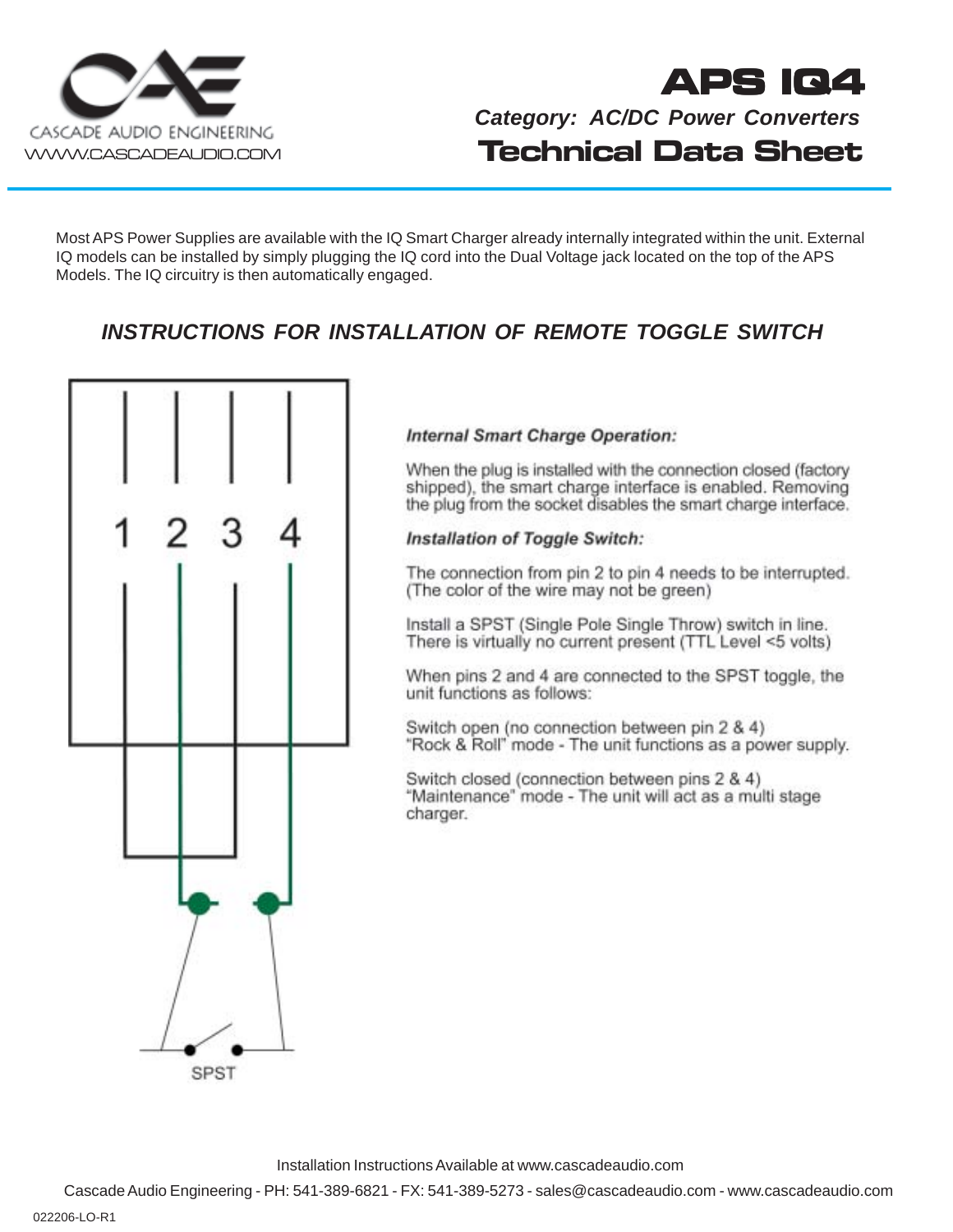CASCADE AUDIO ENGINEERING
WWW.CASCADEAUDIO.COM

# APS IQ4

*Category: AC/DC Power Converters*

## Technical Data Sheet

Most APS Power Supplies are available with the IQ Smart Charger already internally integrated within the unit. External IQ models can be installed by simply plugging the IQ cord into the Dual Voltage jack located on the top of the APS Models. The IQ circuitry is then automatically engaged.

## *INSTRUCTIONS FOR INSTALLATION OF REMOTE TOGGLE SWITCH*

1 2 3 4

SPST

***Internal Smart Charge Operation:***

When the plug is installed with the connection closed (factory shipped), the smart charge interface is enabled. Removing the plug from the socket disables the smart charge interface.

***Installation of Toggle Switch:***

The connection from pin 2 to pin 4 needs to be interrupted. (The color of the wire may not be green)

Install a SPST (Single Pole Single Throw) switch in line. There is virtually no current present (TTL Level <5 volts)

When pins 2 and 4 are connected to the SPST toggle, the unit functions as follows:

Switch open (no connection between pin 2 & 4)
"Rock & Roll" mode - The unit functions as a power supply.

Switch closed (connection between pins 2 & 4)
"Maintenance" mode - The unit will act as a multi stage charger.

Installation Instructions Available at www.cascadeaudio.com

Cascade Audio Engineering - PH: 541-389-6821 - FX: 541-389-5273 - sales@cascadeaudio.com - www.cascadeaudio.com

022206-LO-R1